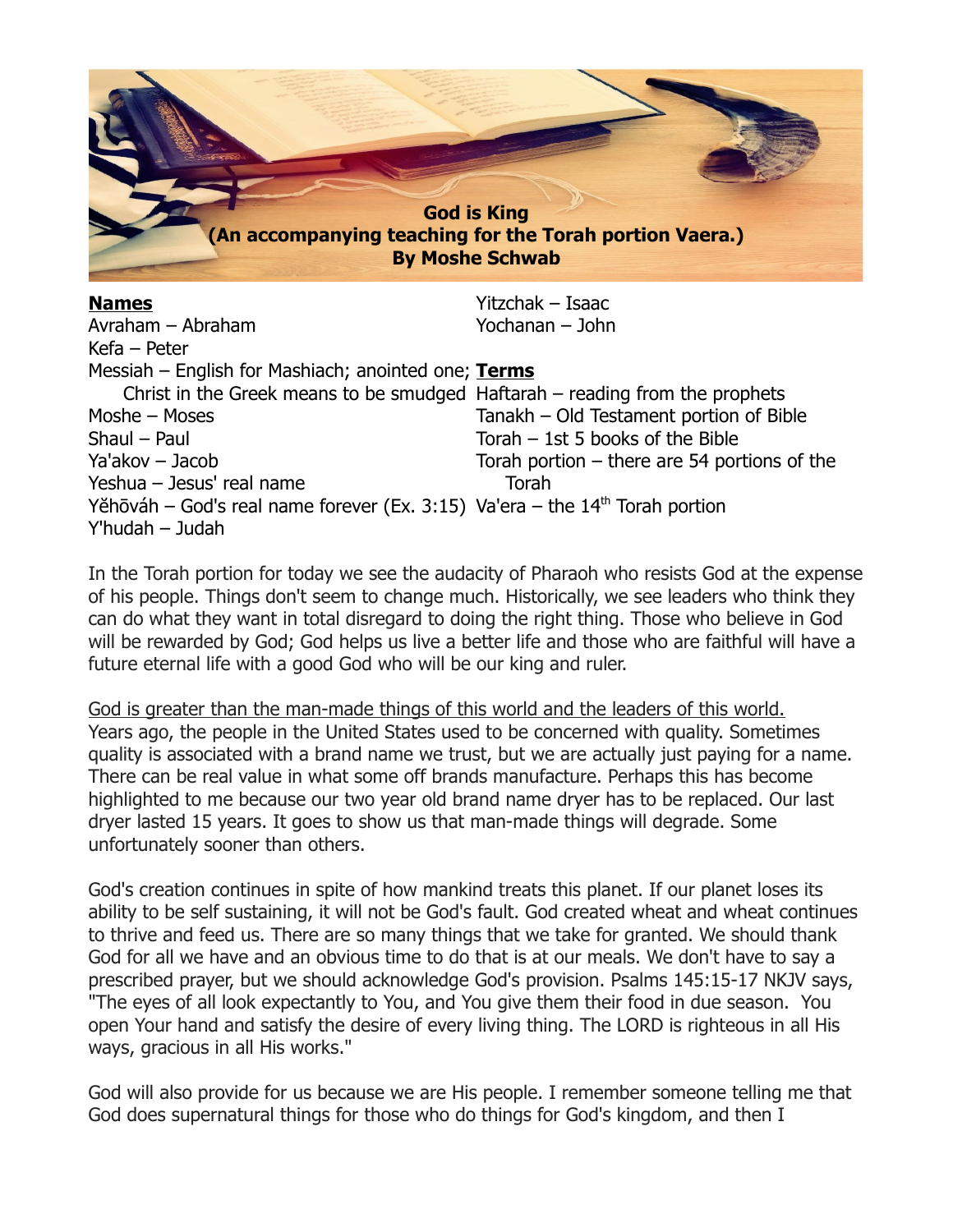**God is King**
**(An accompanying teaching for the Torah portion Vaera.)**
**By Moshe Schwab**

**Names**
Avraham – Abraham
Kefa – Peter
Messiah – English for Mashiach; anointed one; Christ in the Greek means to be smudged
Moshe – Moses
Shaul – Paul
Ya'akov – Jacob
Yeshua – Jesus' real name
Yĕhōváh – God's real name forever (Ex. 3:15)
Y'hudah – Judah
Yitzchak – Isaac
Yochanan – John

**Terms**
Haftarah – reading from the prophets
Tanakh – Old Testament portion of Bible
Torah – 1st 5 books of the Bible
Torah portion – there are 54 portions of the Torah
Va'era – the 14th Torah portion

In the Torah portion for today we see the audacity of Pharaoh who resists God at the expense of his people. Things don't seem to change much. Historically, we see leaders who think they can do what they want in total disregard to doing the right thing. Those who believe in God will be rewarded by God; God helps us live a better life and those who are faithful will have a future eternal life with a good God who will be our king and ruler.

God is greater than the man-made things of this world and the leaders of this world.
Years ago, the people in the United States used to be concerned with quality. Sometimes quality is associated with a brand name we trust, but we are actually just paying for a name. There can be real value in what some off brands manufacture. Perhaps this has become highlighted to me because our two year old brand name dryer has to be replaced. Our last dryer lasted 15 years. It goes to show us that man-made things will degrade. Some unfortunately sooner than others.

God's creation continues in spite of how mankind treats this planet. If our planet loses its ability to be self sustaining, it will not be God's fault. God created wheat and wheat continues to thrive and feed us. There are so many things that we take for granted. We should thank God for all we have and an obvious time to do that is at our meals. We don't have to say a prescribed prayer, but we should acknowledge God's provision. Psalms 145:15-17 NKJV says, "The eyes of all look expectantly to You, and You give them their food in due season. You open Your hand and satisfy the desire of every living thing. The LORD is righteous in all His ways, gracious in all His works."

God will also provide for us because we are His people. I remember someone telling me that God does supernatural things for those who do things for God's kingdom, and then I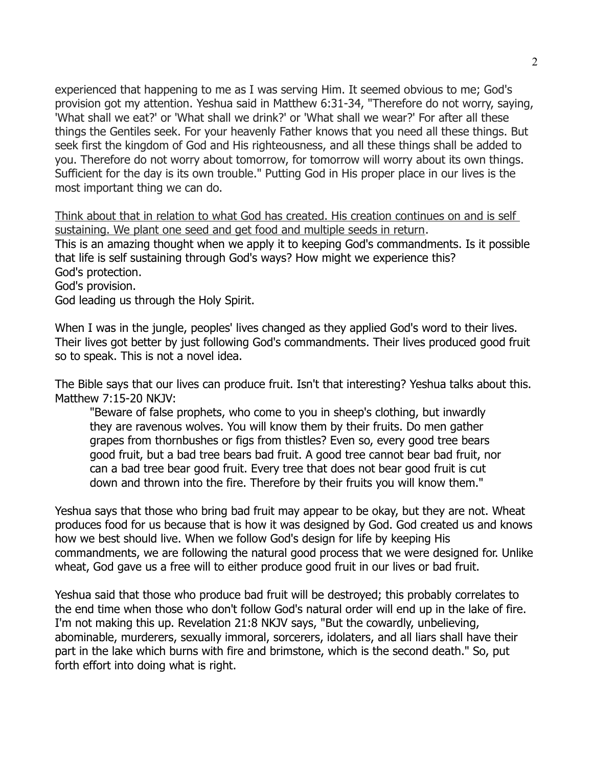experienced that happening to me as I was serving Him. It seemed obvious to me; God's provision got my attention. Yeshua said in Matthew 6:31-34, "Therefore do not worry, saying, 'What shall we eat?' or 'What shall we drink?' or 'What shall we wear?' For after all these things the Gentiles seek. For your heavenly Father knows that you need all these things. But seek first the kingdom of God and His righteousness, and all these things shall be added to you. Therefore do not worry about tomorrow, for tomorrow will worry about its own things. Sufficient for the day is its own trouble." Putting God in His proper place in our lives is the most important thing we can do.

<u>Think about that in relation to what God has created. His creation continues on and is self sustaining. We plant one seed and get food and multiple seeds in return</u>.
This is an amazing thought when we apply it to keeping God's commandments. Is it possible that life is self sustaining through God's ways? How might we experience this?
God's protection.
God's provision.
God leading us through the Holy Spirit.

When I was in the jungle, peoples' lives changed as they applied God's word to their lives. Their lives got better by just following God's commandments. Their lives produced good fruit so to speak. This is not a novel idea.

The Bible says that our lives can produce fruit. Isn't that interesting? Yeshua talks about this. Matthew 7:15-20 NKJV:

> "Beware of false prophets, who come to you in sheep's clothing, but inwardly they are ravenous wolves. You will know them by their fruits. Do men gather grapes from thornbushes or figs from thistles? Even so, every good tree bears good fruit, but a bad tree bears bad fruit. A good tree cannot bear bad fruit, nor can a bad tree bear good fruit. Every tree that does not bear good fruit is cut down and thrown into the fire. Therefore by their fruits you will know them."

Yeshua says that those who bring bad fruit may appear to be okay, but they are not. Wheat produces food for us because that is how it was designed by God. God created us and knows how we best should live. When we follow God's design for life by keeping His commandments, we are following the natural good process that we were designed for. Unlike wheat, God gave us a free will to either produce good fruit in our lives or bad fruit.

Yeshua said that those who produce bad fruit will be destroyed; this probably correlates to the end time when those who don't follow God's natural order will end up in the lake of fire. I'm not making this up. Revelation 21:8 NKJV says, "But the cowardly, unbelieving, abominable, murderers, sexually immoral, sorcerers, idolaters, and all liars shall have their part in the lake which burns with fire and brimstone, which is the second death." So, put forth effort into doing what is right.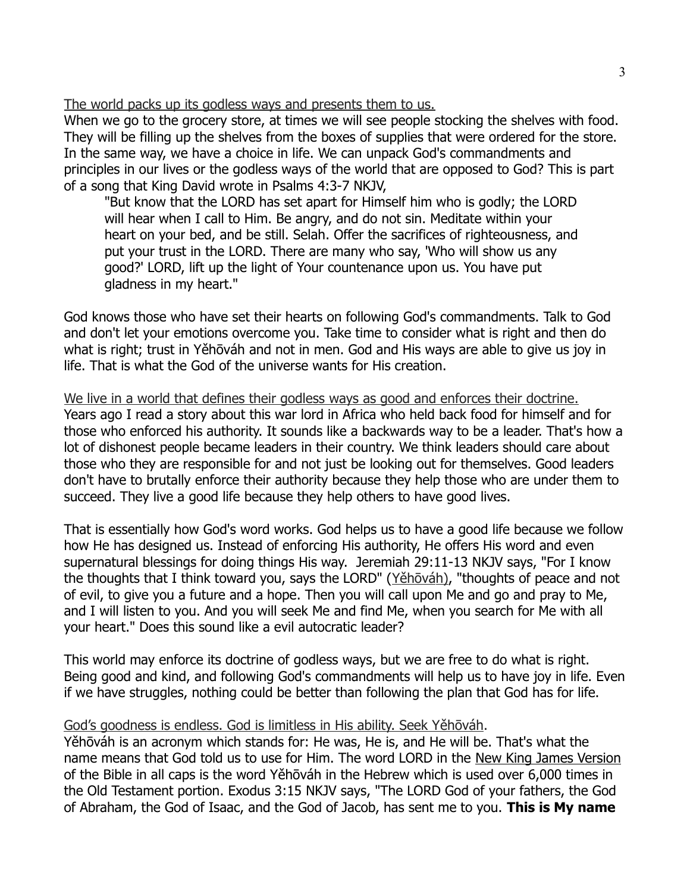The world packs up its godless ways and presents them to us.

When we go to the grocery store, at times we will see people stocking the shelves with food. They will be filling up the shelves from the boxes of supplies that were ordered for the store. In the same way, we have a choice in life. We can unpack God's commandments and principles in our lives or the godless ways of the world that are opposed to God? This is part of a song that King David wrote in Psalms 4:3-7 NKJV,

> "But know that the LORD has set apart for Himself him who is godly; the LORD will hear when I call to Him. Be angry, and do not sin. Meditate within your heart on your bed, and be still. Selah. Offer the sacrifices of righteousness, and put your trust in the LORD. There are many who say, 'Who will show us any good?' LORD, lift up the light of Your countenance upon us. You have put gladness in my heart."

God knows those who have set their hearts on following God's commandments. Talk to God and don't let your emotions overcome you. Take time to consider what is right and then do what is right; trust in Yĕhōváh and not in men. God and His ways are able to give us joy in life. That is what the God of the universe wants for His creation.

We live in a world that defines their godless ways as good and enforces their doctrine.

Years ago I read a story about this war lord in Africa who held back food for himself and for those who enforced his authority. It sounds like a backwards way to be a leader. That's how a lot of dishonest people became leaders in their country. We think leaders should care about those who they are responsible for and not just be looking out for themselves. Good leaders don't have to brutally enforce their authority because they help those who are under them to succeed. They live a good life because they help others to have good lives.

That is essentially how God's word works. God helps us to have a good life because we follow how He has designed us. Instead of enforcing His authority, He offers His word and even supernatural blessings for doing things His way. Jeremiah 29:11-13 NKJV says, "For I know the thoughts that I think toward you, says the LORD" (Yĕhōváh), "thoughts of peace and not of evil, to give you a future and a hope. Then you will call upon Me and go and pray to Me, and I will listen to you. And you will seek Me and find Me, when you search for Me with all your heart." Does this sound like a evil autocratic leader?

This world may enforce its doctrine of godless ways, but we are free to do what is right. Being good and kind, and following God's commandments will help us to have joy in life. Even if we have struggles, nothing could be better than following the plan that God has for life.

God's goodness is endless. God is limitless in His ability. Seek Yĕhōváh.

Yĕhōváh is an acronym which stands for: He was, He is, and He will be. That's what the name means that God told us to use for Him. The word LORD in the New King James Version of the Bible in all caps is the word Yĕhōváh in the Hebrew which is used over 6,000 times in the Old Testament portion. Exodus 3:15 NKJV says, "The LORD God of your fathers, the God of Abraham, the God of Isaac, and the God of Jacob, has sent me to you. **This is My name**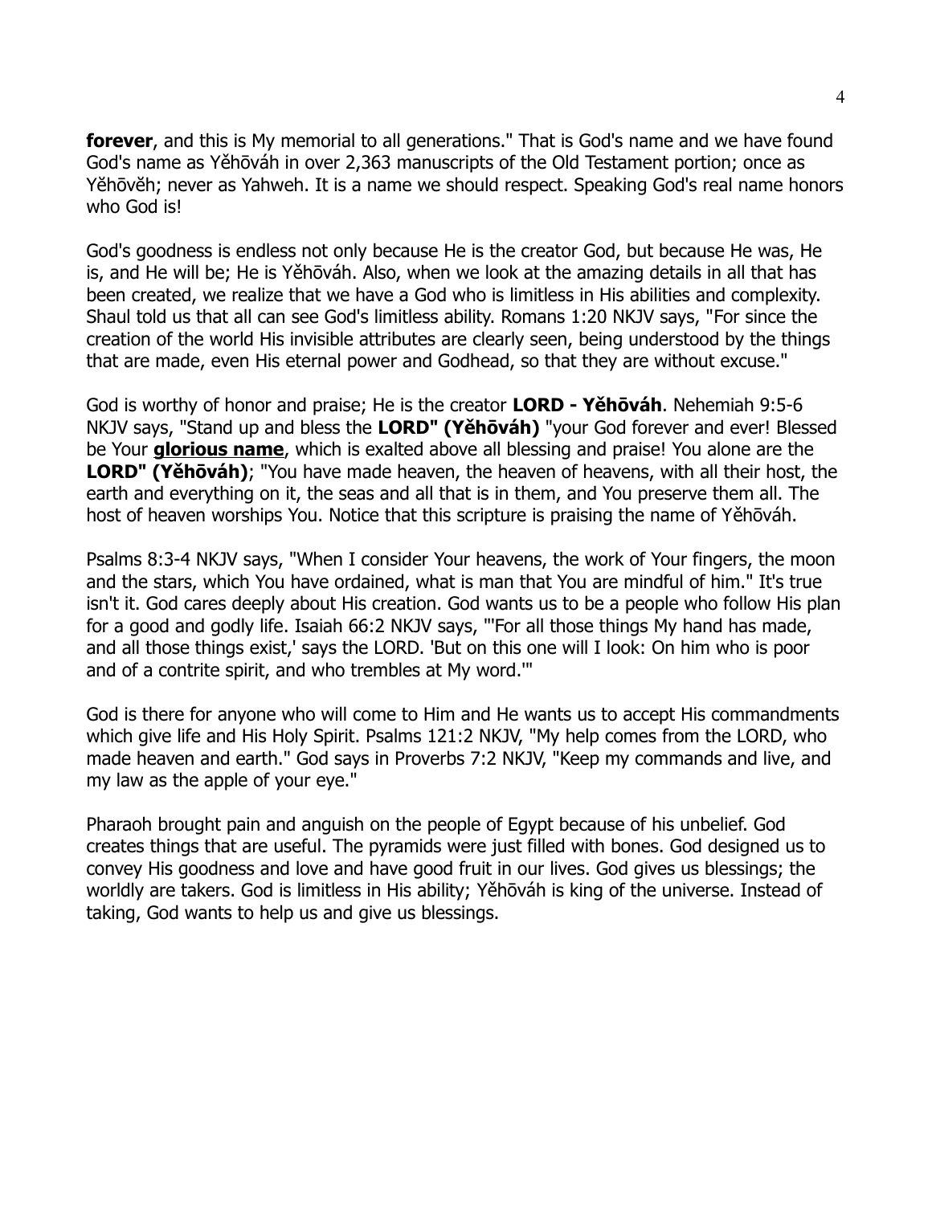**forever**, and this is My memorial to all generations." That is God's name and we have found God's name as Yĕhōváh in over 2,363 manuscripts of the Old Testament portion; once as Yĕhōvĕh; never as Yahweh. It is a name we should respect. Speaking God's real name honors who God is!

God's goodness is endless not only because He is the creator God, but because He was, He is, and He will be; He is Yĕhōváh. Also, when we look at the amazing details in all that has been created, we realize that we have a God who is limitless in His abilities and complexity. Shaul told us that all can see God's limitless ability. Romans 1:20 NKJV says, "For since the creation of the world His invisible attributes are clearly seen, being understood by the things that are made, even His eternal power and Godhead, so that they are without excuse."

God is worthy of honor and praise; He is the creator **LORD - Yĕhōváh**. Nehemiah 9:5-6 NKJV says, "Stand up and bless the **LORD" (Yĕhōváh)** "your God forever and ever! Blessed be Your **<u>glorious name</u>**, which is exalted above all blessing and praise! You alone are the **LORD" (Yĕhōváh)**; "You have made heaven, the heaven of heavens, with all their host, the earth and everything on it, the seas and all that is in them, and You preserve them all. The host of heaven worships You. Notice that this scripture is praising the name of Yĕhōváh.

Psalms 8:3-4 NKJV says, "When I consider Your heavens, the work of Your fingers, the moon and the stars, which You have ordained, what is man that You are mindful of him." It's true isn't it. God cares deeply about His creation. God wants us to be a people who follow His plan for a good and godly life. Isaiah 66:2 NKJV says, "'For all those things My hand has made, and all those things exist,' says the LORD. 'But on this one will I look: On him who is poor and of a contrite spirit, and who trembles at My word.'"

God is there for anyone who will come to Him and He wants us to accept His commandments which give life and His Holy Spirit. Psalms 121:2 NKJV, "My help comes from the LORD, who made heaven and earth." God says in Proverbs 7:2 NKJV, "Keep my commands and live, and my law as the apple of your eye."

Pharaoh brought pain and anguish on the people of Egypt because of his unbelief. God creates things that are useful. The pyramids were just filled with bones. God designed us to convey His goodness and love and have good fruit in our lives. God gives us blessings; the worldly are takers. God is limitless in His ability; Yĕhōváh is king of the universe. Instead of taking, God wants to help us and give us blessings.